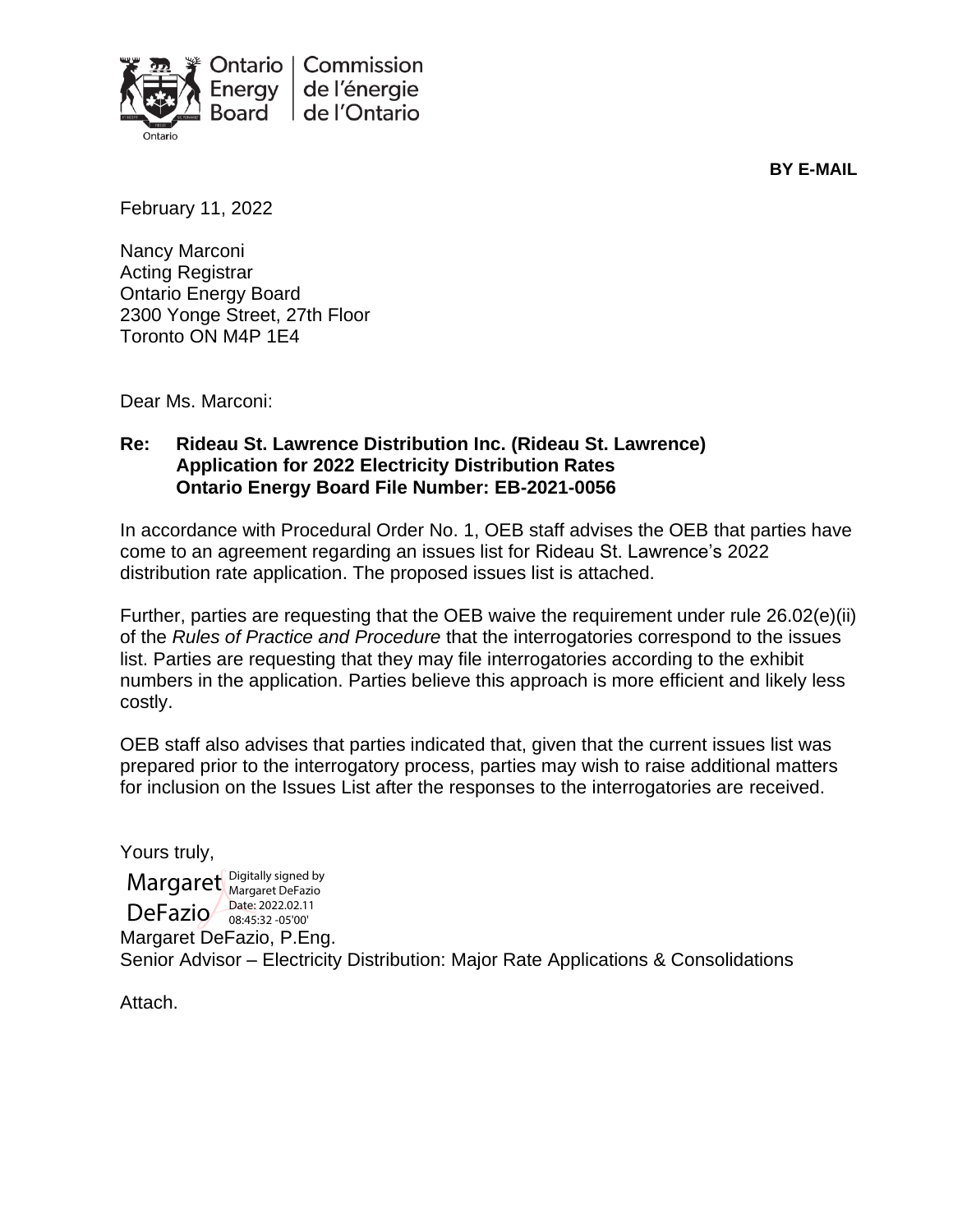Ontario Energy Board | Commission de l'énergie de l'Ontario

**BY E-MAIL**

February 11, 2022

Nancy Marconi
Acting Registrar
Ontario Energy Board
2300 Yonge Street, 27th Floor
Toronto ON M4P 1E4

Dear Ms. Marconi:

**Re: Rideau St. Lawrence Distribution Inc. (Rideau St. Lawrence)**
**Application for 2022 Electricity Distribution Rates**
**Ontario Energy Board File Number: EB-2021-0056**

In accordance with Procedural Order No. 1, OEB staff advises the OEB that parties have come to an agreement regarding an issues list for Rideau St. Lawrence's 2022 distribution rate application. The proposed issues list is attached.

Further, parties are requesting that the OEB waive the requirement under rule 26.02(e)(ii) of the *Rules of Practice and Procedure* that the interrogatories correspond to the issues list. Parties are requesting that they may file interrogatories according to the exhibit numbers in the application. Parties believe this approach is more efficient and likely less costly.

OEB staff also advises that parties indicated that, given that the current issues list was prepared prior to the interrogatory process, parties may wish to raise additional matters for inclusion on the Issues List after the responses to the interrogatories are received.

Yours truly,

Margaret DeFazio
Digitally signed by Margaret DeFazio
Date: 2022.02.11 08:45:32 -05'00'

Margaret DeFazio, P.Eng.
Senior Advisor – Electricity Distribution: Major Rate Applications & Consolidations

Attach.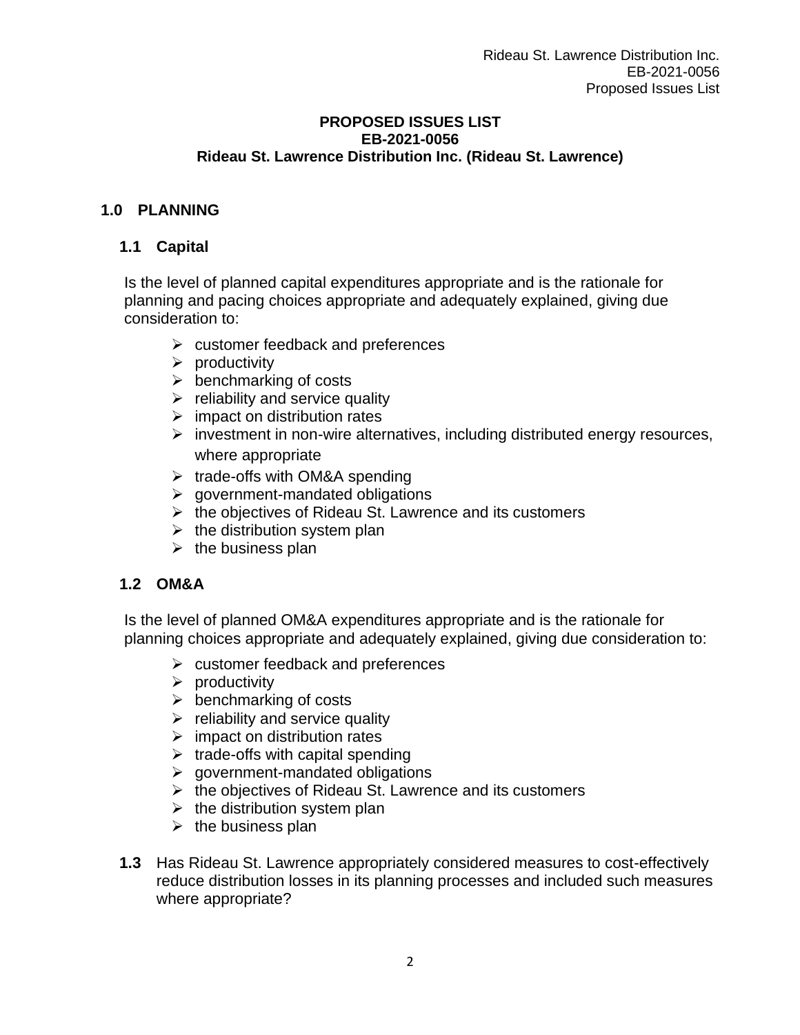**PROPOSED ISSUES LIST**
**EB-2021-0056**
**Rideau St. Lawrence Distribution Inc. (Rideau St. Lawrence)**

## 1.0 PLANNING

### 1.1 Capital

Is the level of planned capital expenditures appropriate and is the rationale for planning and pacing choices appropriate and adequately explained, giving due consideration to:

- customer feedback and preferences
- productivity
- benchmarking of costs
- reliability and service quality
- impact on distribution rates
- investment in non-wire alternatives, including distributed energy resources, where appropriate
- trade-offs with OM&A spending
- government-mandated obligations
- the objectives of Rideau St. Lawrence and its customers
- the distribution system plan
- the business plan

### 1.2 OM&A

Is the level of planned OM&A expenditures appropriate and is the rationale for planning choices appropriate and adequately explained, giving due consideration to:

- customer feedback and preferences
- productivity
- benchmarking of costs
- reliability and service quality
- impact on distribution rates
- trade-offs with capital spending
- government-mandated obligations
- the objectives of Rideau St. Lawrence and its customers
- the distribution system plan
- the business plan

**1.3** Has Rideau St. Lawrence appropriately considered measures to cost-effectively reduce distribution losses in its planning processes and included such measures where appropriate?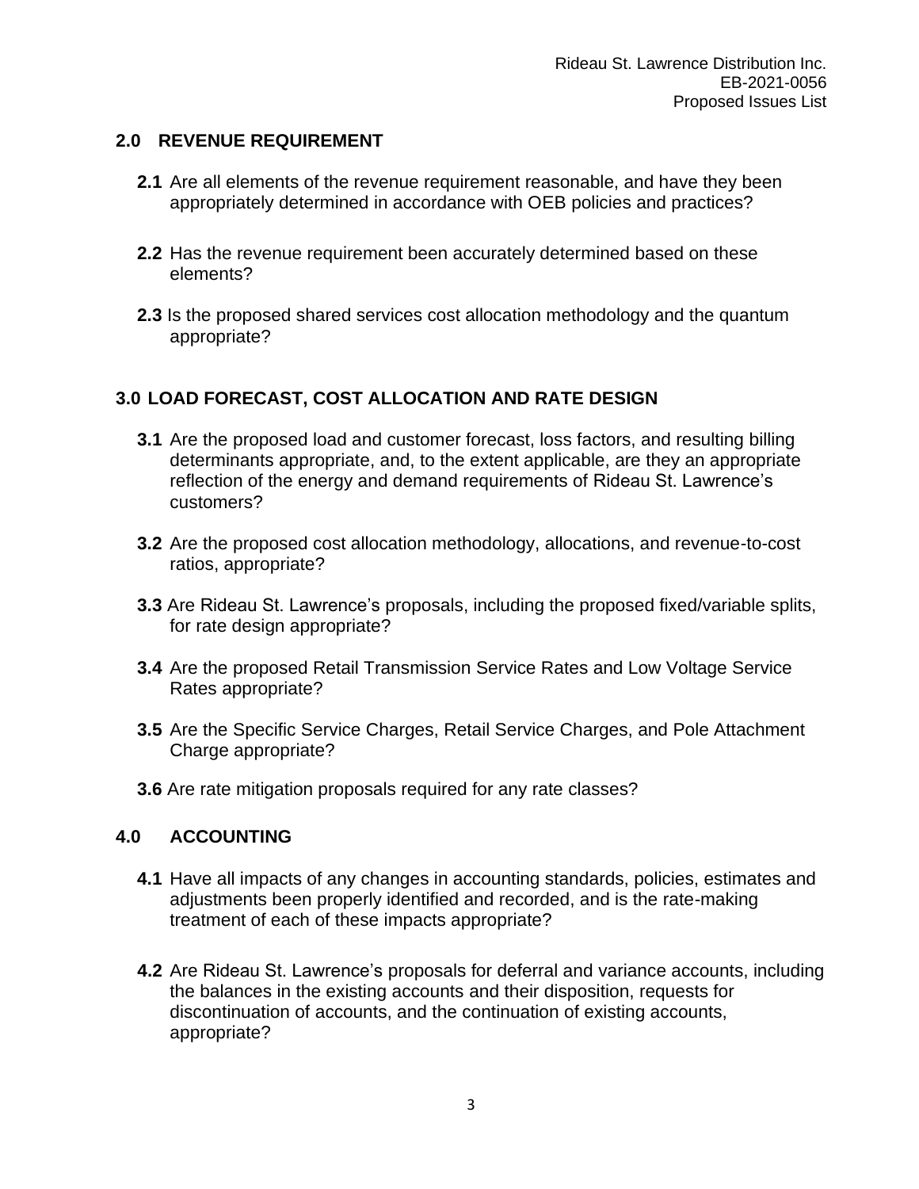## 2.0 REVENUE REQUIREMENT

**2.1** Are all elements of the revenue requirement reasonable, and have they been appropriately determined in accordance with OEB policies and practices?

**2.2** Has the revenue requirement been accurately determined based on these elements?

**2.3** Is the proposed shared services cost allocation methodology and the quantum appropriate?

## 3.0 LOAD FORECAST, COST ALLOCATION AND RATE DESIGN

**3.1** Are the proposed load and customer forecast, loss factors, and resulting billing determinants appropriate, and, to the extent applicable, are they an appropriate reflection of the energy and demand requirements of Rideau St. Lawrence's customers?

**3.2** Are the proposed cost allocation methodology, allocations, and revenue-to-cost ratios, appropriate?

**3.3** Are Rideau St. Lawrence's proposals, including the proposed fixed/variable splits, for rate design appropriate?

**3.4** Are the proposed Retail Transmission Service Rates and Low Voltage Service Rates appropriate?

**3.5** Are the Specific Service Charges, Retail Service Charges, and Pole Attachment Charge appropriate?

**3.6** Are rate mitigation proposals required for any rate classes?

## 4.0 ACCOUNTING

**4.1** Have all impacts of any changes in accounting standards, policies, estimates and adjustments been properly identified and recorded, and is the rate-making treatment of each of these impacts appropriate?

**4.2** Are Rideau St. Lawrence's proposals for deferral and variance accounts, including the balances in the existing accounts and their disposition, requests for discontinuation of accounts, and the continuation of existing accounts, appropriate?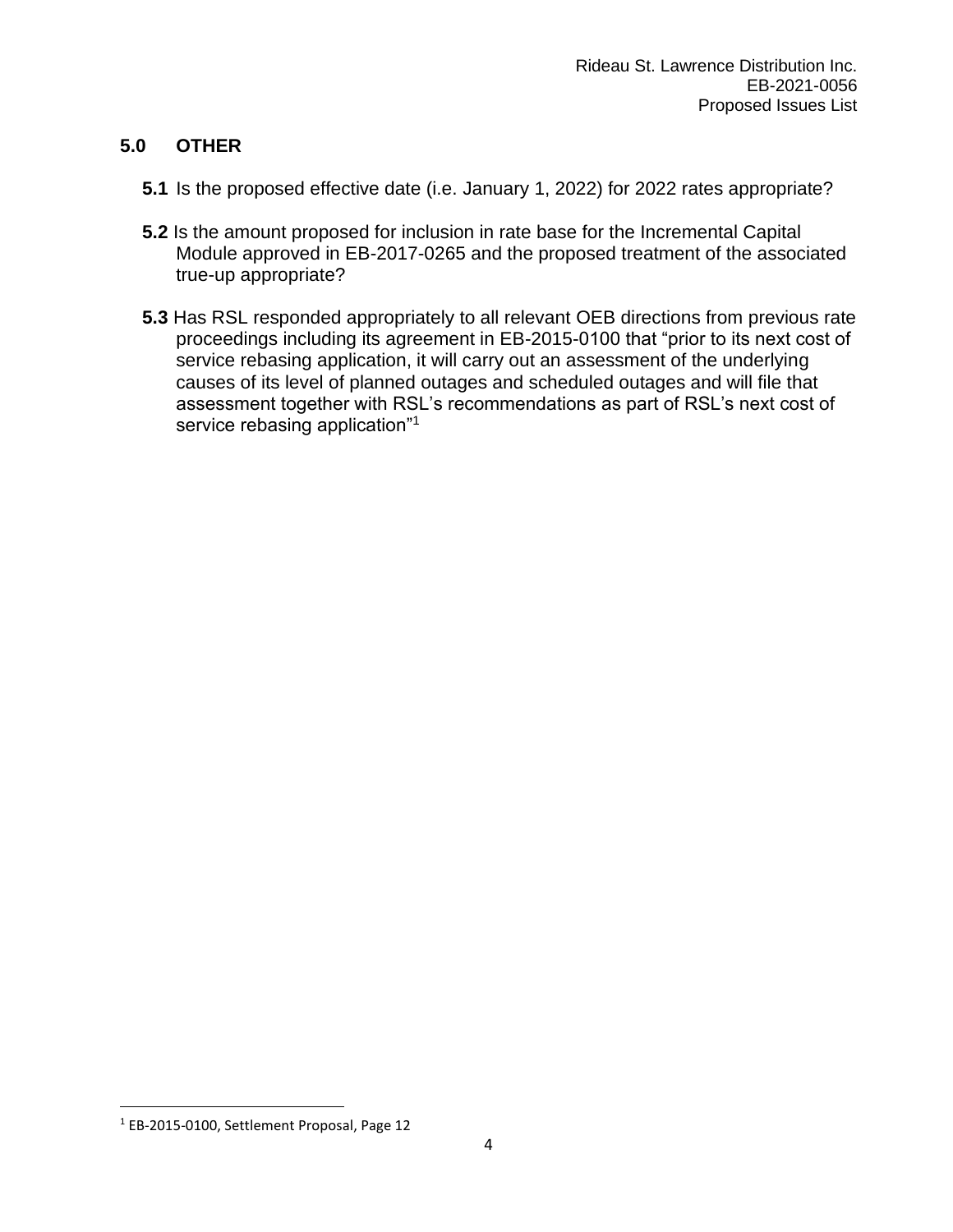## 5.0 OTHER

**5.1** Is the proposed effective date (i.e. January 1, 2022) for 2022 rates appropriate?

**5.2** Is the amount proposed for inclusion in rate base for the Incremental Capital Module approved in EB-2017-0265 and the proposed treatment of the associated true-up appropriate?

**5.3** Has RSL responded appropriately to all relevant OEB directions from previous rate proceedings including its agreement in EB-2015-0100 that "prior to its next cost of service rebasing application, it will carry out an assessment of the underlying causes of its level of planned outages and scheduled outages and will file that assessment together with RSL's recommendations as part of RSL's next cost of service rebasing application"[1]

---

[1] EB-2015-0100, Settlement Proposal, Page 12